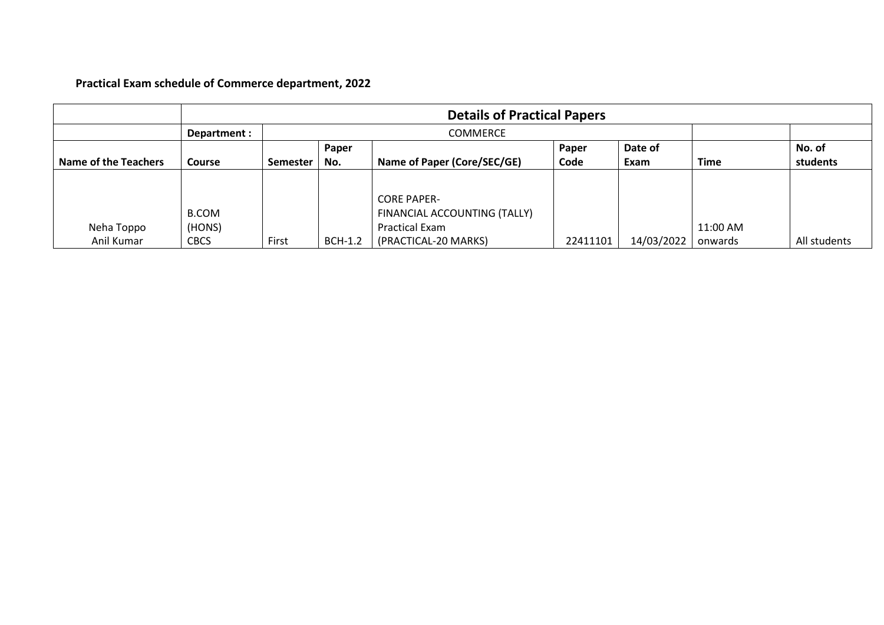**Practical Exam schedule of Commerce department, 2022**

| | Details of Practical Papers | | | | | | | |
|---|---|---|---|---|---|---|---|---|
| | **Department :** | COMMERCE | | | | | | |
| **Name of the Teachers** | **Course** | **Semester** | **Paper No.** | **Name of Paper (Core/SEC/GE)** | **Paper Code** | **Date of Exam** | **Time** | **No. of students** |
| Neha Toppo<br>Anil Kumar | B.COM (HONS) CBCS | First | BCH-1.2 | CORE PAPER- FINANCIAL ACCOUNTING (TALLY) Practical Exam (PRACTICAL-20 MARKS) | 22411101 | 14/03/2022 | 11:00 AM onwards | All students |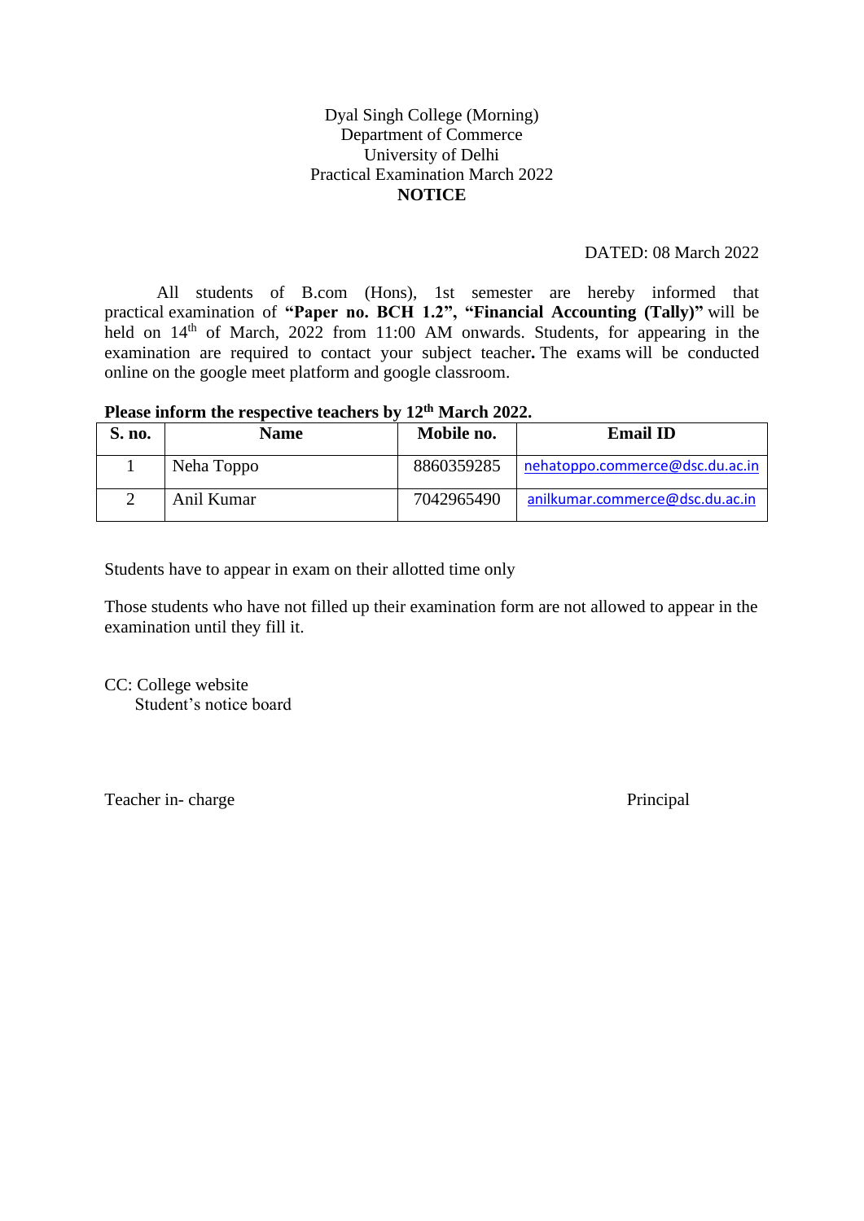Dyal Singh College (Morning)
Department of Commerce
University of Delhi
Practical Examination March 2022

**NOTICE**

DATED: 08 March 2022

All students of B.com (Hons), 1st semester are hereby informed that practical examination of **"Paper no. BCH 1.2"**, **"Financial Accounting (Tally)"** will be held on 14th of March, 2022 from 11:00 AM onwards. Students, for appearing in the examination are required to contact your subject teacher**.** The exams will be conducted online on the google meet platform and google classroom.

**Please inform the respective teachers by 12th March 2022.**

| S. no. | Name | Mobile no. | Email ID |
|---|---|---|---|
| 1 | Neha Toppo | 8860359285 | nehatoppo.commerce@dsc.du.ac.in |
| 2 | Anil Kumar | 7042965490 | anilkumar.commerce@dsc.du.ac.in |

Students have to appear in exam on their allotted time only

Those students who have not filled up their examination form are not allowed to appear in the examination until they fill it.

CC: College website
Student's notice board

Teacher in- charge

Principal